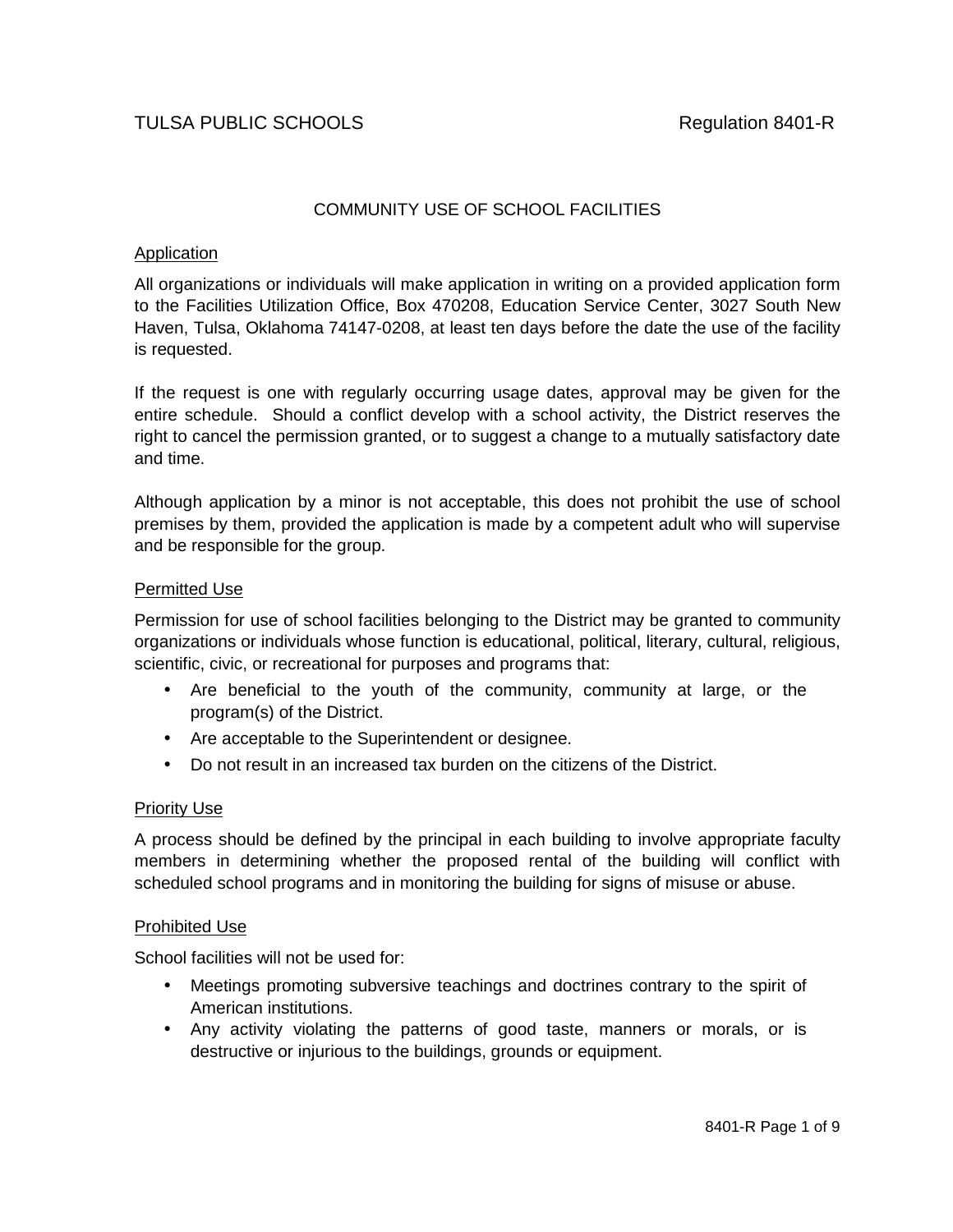TULSA PUBLIC SCHOOLS Regulation 8401-R

# COMMUNITY USE OF SCHOOL FACILITIES

## Application

All organizations or individuals will make application in writing on a provided application form to the Facilities Utilization Office, Box 470208, Education Service Center, 3027 South New Haven, Tulsa, Oklahoma 74147-0208, at least ten days before the date the use of the facility is requested.

If the request is one with regularly occurring usage dates, approval may be given for the entire schedule. Should a conflict develop with a school activity, the District reserves the right to cancel the permission granted, or to suggest a change to a mutually satisfactory date and time.

Although application by a minor is not acceptable, this does not prohibit the use of school premises by them, provided the application is made by a competent adult who will supervise and be responsible for the group.

## Permitted Use

Permission for use of school facilities belonging to the District may be granted to community organizations or individuals whose function is educational, political, literary, cultural, religious, scientific, civic, or recreational for purposes and programs that:

- Are beneficial to the youth of the community, community at large, or the program(s) of the District.
- Are acceptable to the Superintendent or designee.
- Do not result in an increased tax burden on the citizens of the District.

## Priority Use

A process should be defined by the principal in each building to involve appropriate faculty members in determining whether the proposed rental of the building will conflict with scheduled school programs and in monitoring the building for signs of misuse or abuse.

## Prohibited Use

School facilities will not be used for:

- Meetings promoting subversive teachings and doctrines contrary to the spirit of American institutions.
- Any activity violating the patterns of good taste, manners or morals, or is destructive or injurious to the buildings, grounds or equipment.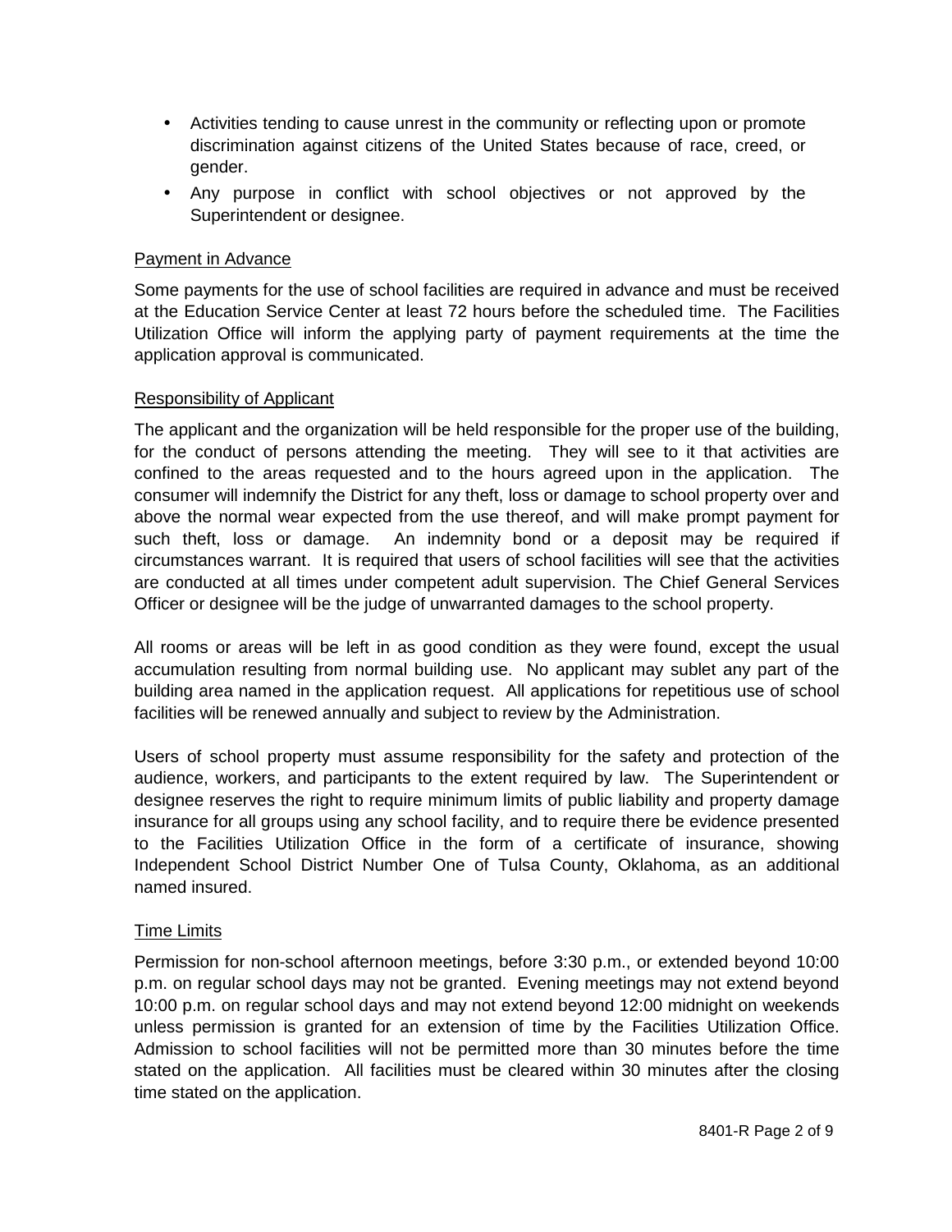- Activities tending to cause unrest in the community or reflecting upon or promote discrimination against citizens of the United States because of race, creed, or gender.
- Any purpose in conflict with school objectives or not approved by the Superintendent or designee.

Payment in Advance

Some payments for the use of school facilities are required in advance and must be received at the Education Service Center at least 72 hours before the scheduled time. The Facilities Utilization Office will inform the applying party of payment requirements at the time the application approval is communicated.

Responsibility of Applicant

The applicant and the organization will be held responsible for the proper use of the building, for the conduct of persons attending the meeting. They will see to it that activities are confined to the areas requested and to the hours agreed upon in the application. The consumer will indemnify the District for any theft, loss or damage to school property over and above the normal wear expected from the use thereof, and will make prompt payment for such theft, loss or damage. An indemnity bond or a deposit may be required if circumstances warrant. It is required that users of school facilities will see that the activities are conducted at all times under competent adult supervision. The Chief General Services Officer or designee will be the judge of unwarranted damages to the school property.

All rooms or areas will be left in as good condition as they were found, except the usual accumulation resulting from normal building use. No applicant may sublet any part of the building area named in the application request. All applications for repetitious use of school facilities will be renewed annually and subject to review by the Administration.

Users of school property must assume responsibility for the safety and protection of the audience, workers, and participants to the extent required by law. The Superintendent or designee reserves the right to require minimum limits of public liability and property damage insurance for all groups using any school facility, and to require there be evidence presented to the Facilities Utilization Office in the form of a certificate of insurance, showing Independent School District Number One of Tulsa County, Oklahoma, as an additional named insured.

Time Limits

Permission for non-school afternoon meetings, before 3:30 p.m., or extended beyond 10:00 p.m. on regular school days may not be granted. Evening meetings may not extend beyond 10:00 p.m. on regular school days and may not extend beyond 12:00 midnight on weekends unless permission is granted for an extension of time by the Facilities Utilization Office. Admission to school facilities will not be permitted more than 30 minutes before the time stated on the application. All facilities must be cleared within 30 minutes after the closing time stated on the application.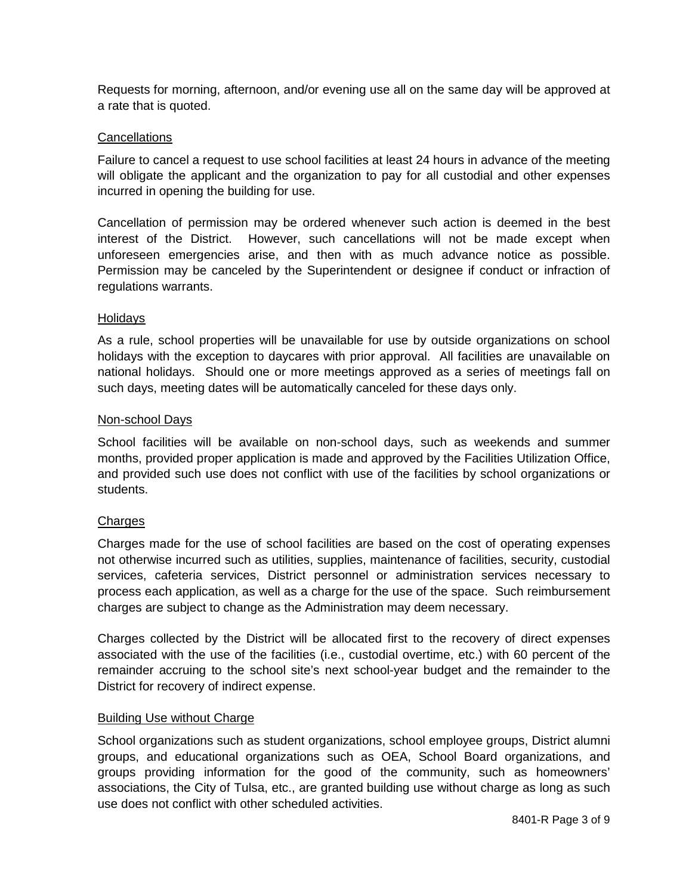Requests for morning, afternoon, and/or evening use all on the same day will be approved at a rate that is quoted.

## Cancellations

Failure to cancel a request to use school facilities at least 24 hours in advance of the meeting will obligate the applicant and the organization to pay for all custodial and other expenses incurred in opening the building for use.

Cancellation of permission may be ordered whenever such action is deemed in the best interest of the District. However, such cancellations will not be made except when unforeseen emergencies arise, and then with as much advance notice as possible. Permission may be canceled by the Superintendent or designee if conduct or infraction of regulations warrants.

## Holidays

As a rule, school properties will be unavailable for use by outside organizations on school holidays with the exception to daycares with prior approval. All facilities are unavailable on national holidays. Should one or more meetings approved as a series of meetings fall on such days, meeting dates will be automatically canceled for these days only.

## Non-school Days

School facilities will be available on non-school days, such as weekends and summer months, provided proper application is made and approved by the Facilities Utilization Office, and provided such use does not conflict with use of the facilities by school organizations or students.

## Charges

Charges made for the use of school facilities are based on the cost of operating expenses not otherwise incurred such as utilities, supplies, maintenance of facilities, security, custodial services, cafeteria services, District personnel or administration services necessary to process each application, as well as a charge for the use of the space. Such reimbursement charges are subject to change as the Administration may deem necessary.

Charges collected by the District will be allocated first to the recovery of direct expenses associated with the use of the facilities (i.e., custodial overtime, etc.) with 60 percent of the remainder accruing to the school site's next school-year budget and the remainder to the District for recovery of indirect expense.

## Building Use without Charge

School organizations such as student organizations, school employee groups, District alumni groups, and educational organizations such as OEA, School Board organizations, and groups providing information for the good of the community, such as homeowners' associations, the City of Tulsa, etc., are granted building use without charge as long as such use does not conflict with other scheduled activities.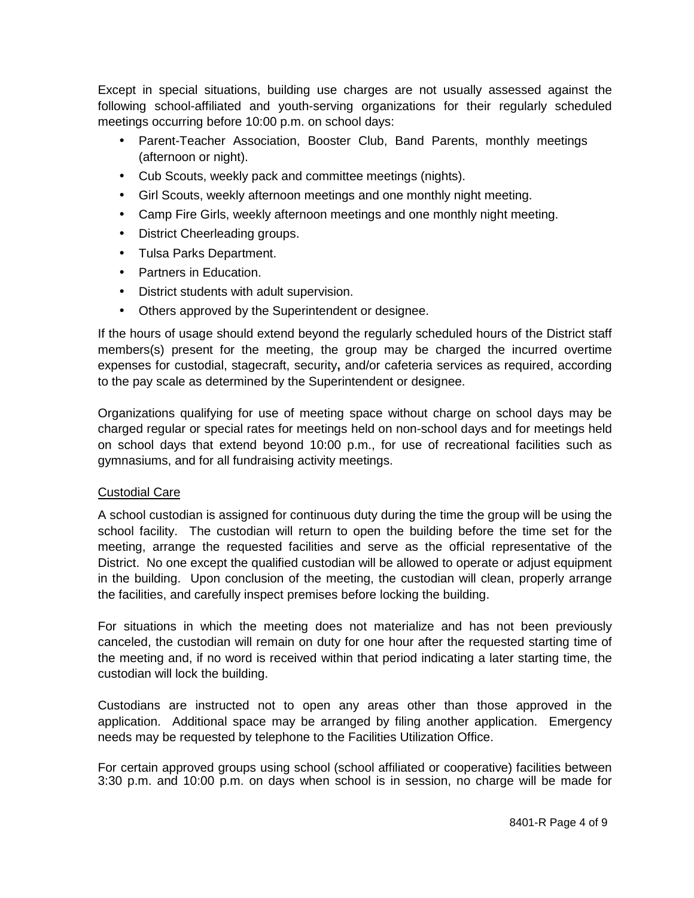Except in special situations, building use charges are not usually assessed against the following school-affiliated and youth-serving organizations for their regularly scheduled meetings occurring before 10:00 p.m. on school days:

- Parent-Teacher Association, Booster Club, Band Parents, monthly meetings (afternoon or night).
- Cub Scouts, weekly pack and committee meetings (nights).
- Girl Scouts, weekly afternoon meetings and one monthly night meeting.
- Camp Fire Girls, weekly afternoon meetings and one monthly night meeting.
- District Cheerleading groups.
- Tulsa Parks Department.
- Partners in Education.
- District students with adult supervision.
- Others approved by the Superintendent or designee.

If the hours of usage should extend beyond the regularly scheduled hours of the District staff members(s) present for the meeting, the group may be charged the incurred overtime expenses for custodial, stagecraft, security**,** and/or cafeteria services as required, according to the pay scale as determined by the Superintendent or designee.

Organizations qualifying for use of meeting space without charge on school days may be charged regular or special rates for meetings held on non-school days and for meetings held on school days that extend beyond 10:00 p.m., for use of recreational facilities such as gymnasiums, and for all fundraising activity meetings.

<u>Custodial Care</u>

A school custodian is assigned for continuous duty during the time the group will be using the school facility. The custodian will return to open the building before the time set for the meeting, arrange the requested facilities and serve as the official representative of the District. No one except the qualified custodian will be allowed to operate or adjust equipment in the building. Upon conclusion of the meeting, the custodian will clean, properly arrange the facilities, and carefully inspect premises before locking the building.

For situations in which the meeting does not materialize and has not been previously canceled, the custodian will remain on duty for one hour after the requested starting time of the meeting and, if no word is received within that period indicating a later starting time, the custodian will lock the building.

Custodians are instructed not to open any areas other than those approved in the application. Additional space may be arranged by filing another application. Emergency needs may be requested by telephone to the Facilities Utilization Office.

For certain approved groups using school (school affiliated or cooperative) facilities between 3:30 p.m. and 10:00 p.m. on days when school is in session, no charge will be made for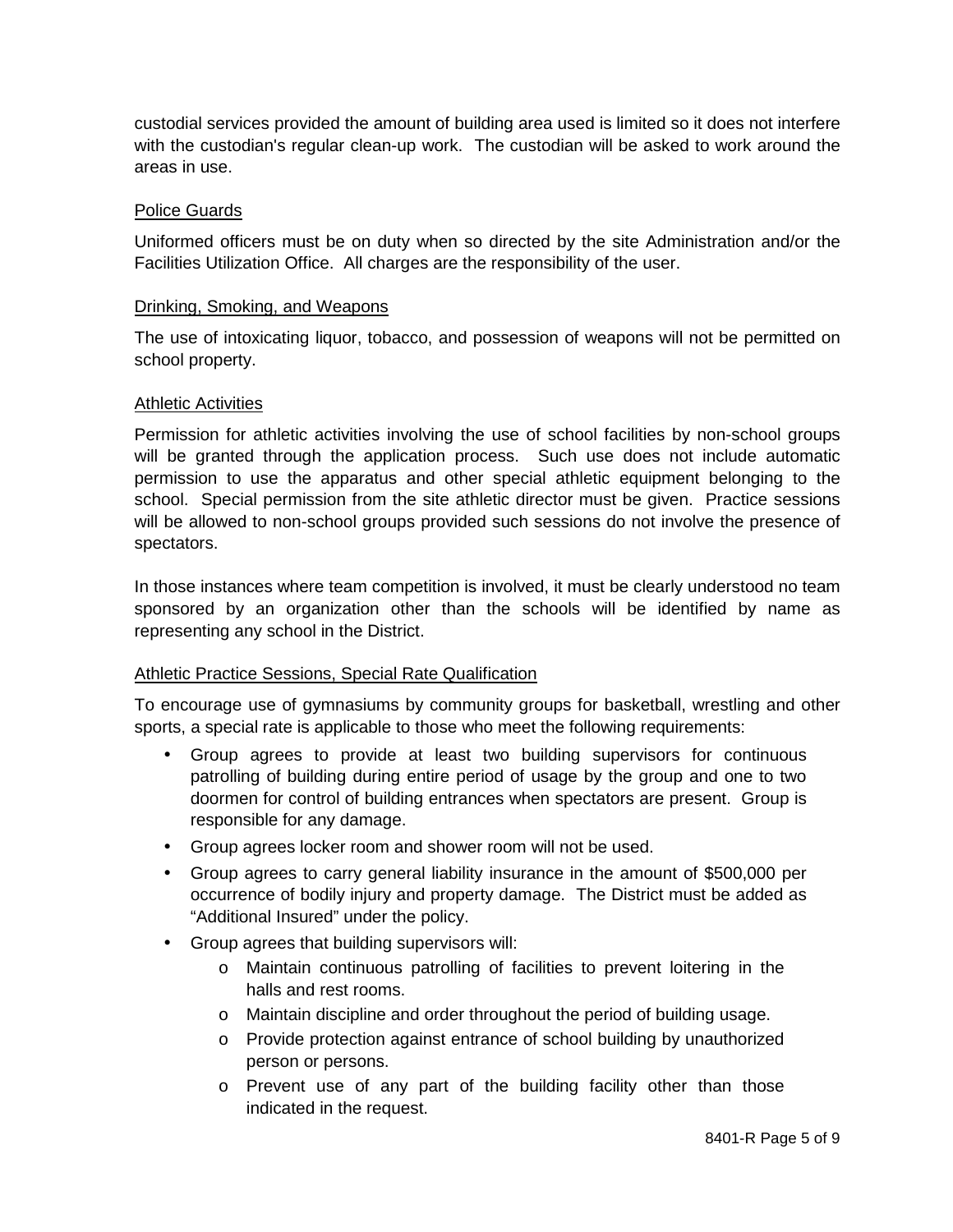custodial services provided the amount of building area used is limited so it does not interfere with the custodian's regular clean-up work. The custodian will be asked to work around the areas in use.

<u>Police Guards</u>

Uniformed officers must be on duty when so directed by the site Administration and/or the Facilities Utilization Office. All charges are the responsibility of the user.

<u>Drinking, Smoking, and Weapons</u>

The use of intoxicating liquor, tobacco, and possession of weapons will not be permitted on school property.

<u>Athletic Activities</u>

Permission for athletic activities involving the use of school facilities by non-school groups will be granted through the application process. Such use does not include automatic permission to use the apparatus and other special athletic equipment belonging to the school. Special permission from the site athletic director must be given. Practice sessions will be allowed to non-school groups provided such sessions do not involve the presence of spectators.

In those instances where team competition is involved, it must be clearly understood no team sponsored by an organization other than the schools will be identified by name as representing any school in the District.

<u>Athletic Practice Sessions, Special Rate Qualification</u>

To encourage use of gymnasiums by community groups for basketball, wrestling and other sports, a special rate is applicable to those who meet the following requirements:

- Group agrees to provide at least two building supervisors for continuous patrolling of building during entire period of usage by the group and one to two doormen for control of building entrances when spectators are present. Group is responsible for any damage.
- Group agrees locker room and shower room will not be used.
- Group agrees to carry general liability insurance in the amount of $500,000 per occurrence of bodily injury and property damage. The District must be added as "Additional Insured" under the policy.
- Group agrees that building supervisors will:
  - Maintain continuous patrolling of facilities to prevent loitering in the halls and rest rooms.
  - Maintain discipline and order throughout the period of building usage.
  - Provide protection against entrance of school building by unauthorized person or persons.
  - Prevent use of any part of the building facility other than those indicated in the request.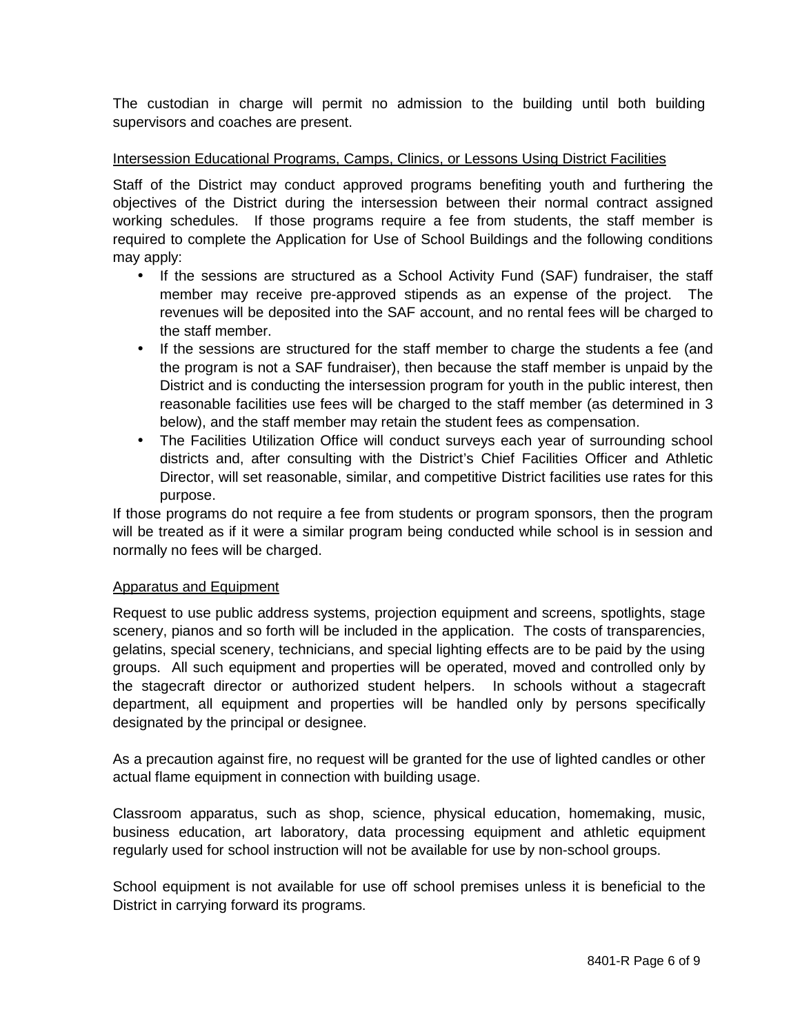The custodian in charge will permit no admission to the building until both building supervisors and coaches are present.

Intersession Educational Programs, Camps, Clinics, or Lessons Using District Facilities

Staff of the District may conduct approved programs benefiting youth and furthering the objectives of the District during the intersession between their normal contract assigned working schedules. If those programs require a fee from students, the staff member is required to complete the Application for Use of School Buildings and the following conditions may apply:

- If the sessions are structured as a School Activity Fund (SAF) fundraiser, the staff member may receive pre-approved stipends as an expense of the project. The revenues will be deposited into the SAF account, and no rental fees will be charged to the staff member.
- If the sessions are structured for the staff member to charge the students a fee (and the program is not a SAF fundraiser), then because the staff member is unpaid by the District and is conducting the intersession program for youth in the public interest, then reasonable facilities use fees will be charged to the staff member (as determined in 3 below), and the staff member may retain the student fees as compensation.
- The Facilities Utilization Office will conduct surveys each year of surrounding school districts and, after consulting with the District's Chief Facilities Officer and Athletic Director, will set reasonable, similar, and competitive District facilities use rates for this purpose.

If those programs do not require a fee from students or program sponsors, then the program will be treated as if it were a similar program being conducted while school is in session and normally no fees will be charged.

Apparatus and Equipment

Request to use public address systems, projection equipment and screens, spotlights, stage scenery, pianos and so forth will be included in the application. The costs of transparencies, gelatins, special scenery, technicians, and special lighting effects are to be paid by the using groups. All such equipment and properties will be operated, moved and controlled only by the stagecraft director or authorized student helpers. In schools without a stagecraft department, all equipment and properties will be handled only by persons specifically designated by the principal or designee.

As a precaution against fire, no request will be granted for the use of lighted candles or other actual flame equipment in connection with building usage.

Classroom apparatus, such as shop, science, physical education, homemaking, music, business education, art laboratory, data processing equipment and athletic equipment regularly used for school instruction will not be available for use by non-school groups.

School equipment is not available for use off school premises unless it is beneficial to the District in carrying forward its programs.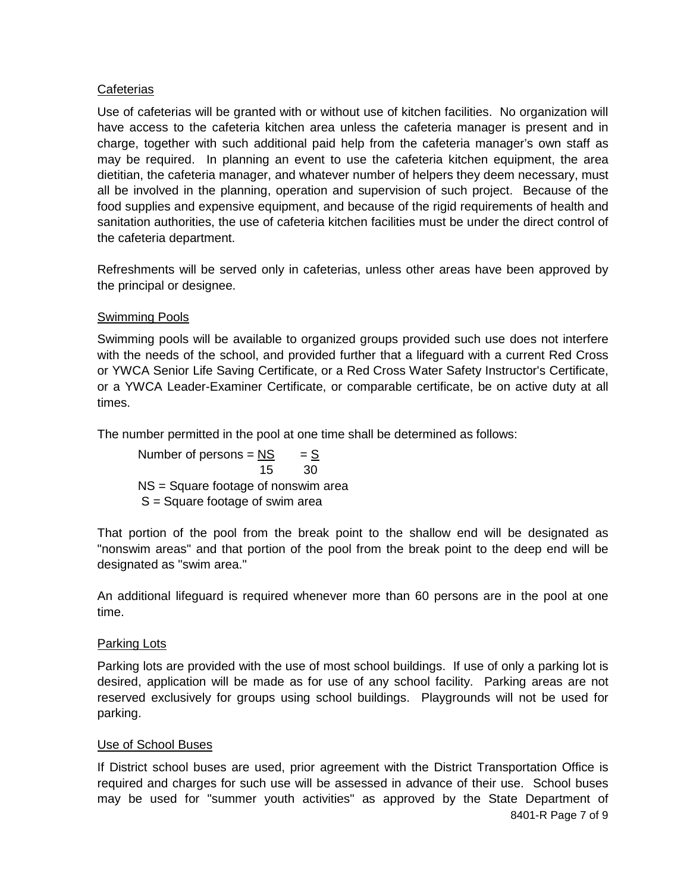## Cafeterias

Use of cafeterias will be granted with or without use of kitchen facilities. No organization will have access to the cafeteria kitchen area unless the cafeteria manager is present and in charge, together with such additional paid help from the cafeteria manager's own staff as may be required. In planning an event to use the cafeteria kitchen equipment, the area dietitian, the cafeteria manager, and whatever number of helpers they deem necessary, must all be involved in the planning, operation and supervision of such project. Because of the food supplies and expensive equipment, and because of the rigid requirements of health and sanitation authorities, the use of cafeteria kitchen facilities must be under the direct control of the cafeteria department.

Refreshments will be served only in cafeterias, unless other areas have been approved by the principal or designee.

## Swimming Pools

Swimming pools will be available to organized groups provided such use does not interfere with the needs of the school, and provided further that a lifeguard with a current Red Cross or YWCA Senior Life Saving Certificate, or a Red Cross Water Safety Instructor's Certificate, or a YWCA Leader-Examiner Certificate, or comparable certificate, be on active duty at all times.

The number permitted in the pool at one time shall be determined as follows:

$$\text{Number of persons} = \frac{NS}{15} = \frac{S}{30}$$

NS = Square footage of nonswim area
S = Square footage of swim area

That portion of the pool from the break point to the shallow end will be designated as "nonswim areas" and that portion of the pool from the break point to the deep end will be designated as "swim area."

An additional lifeguard is required whenever more than 60 persons are in the pool at one time.

## Parking Lots

Parking lots are provided with the use of most school buildings. If use of only a parking lot is desired, application will be made as for use of any school facility. Parking areas are not reserved exclusively for groups using school buildings. Playgrounds will not be used for parking.

## Use of School Buses

If District school buses are used, prior agreement with the District Transportation Office is required and charges for such use will be assessed in advance of their use. School buses may be used for "summer youth activities" as approved by the State Department of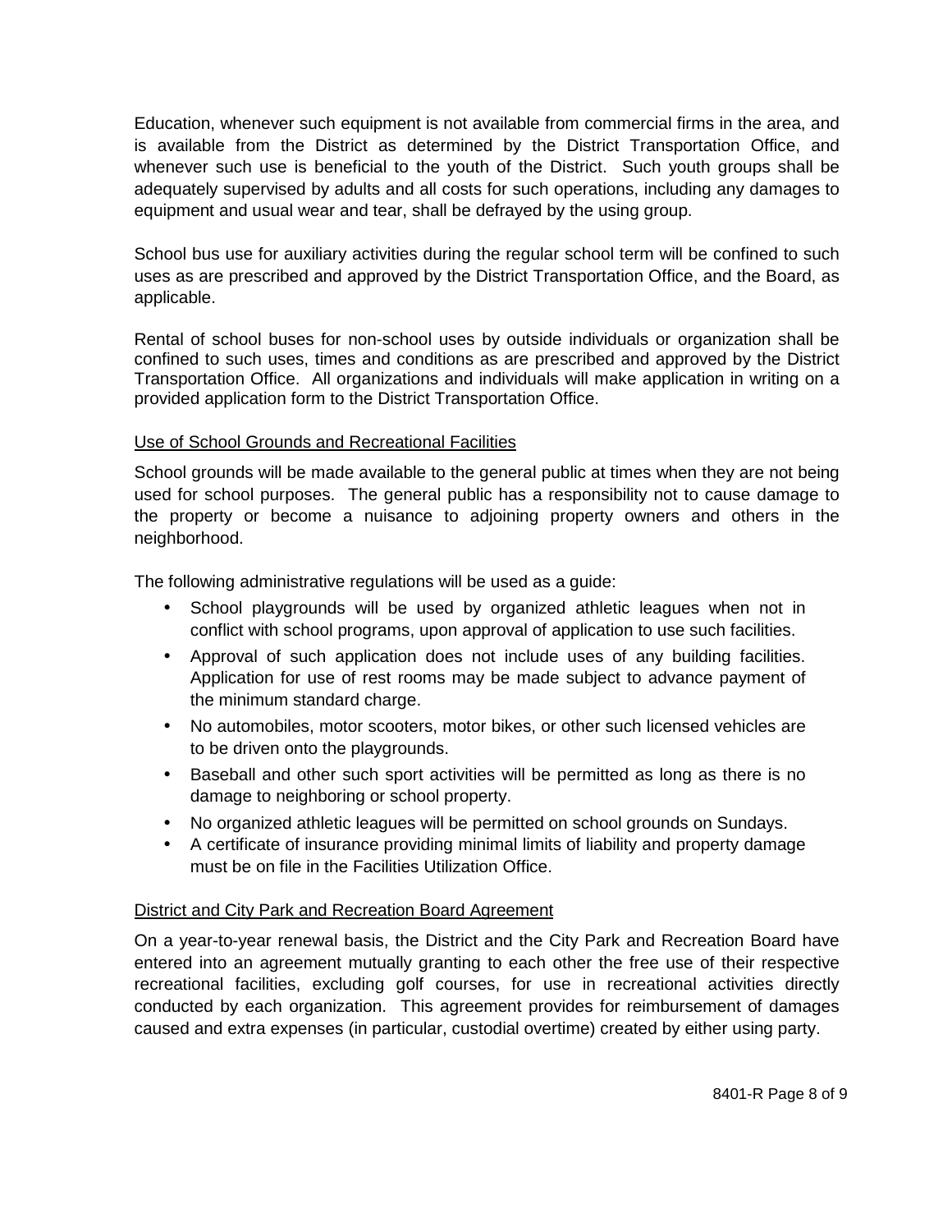Education, whenever such equipment is not available from commercial firms in the area, and is available from the District as determined by the District Transportation Office, and whenever such use is beneficial to the youth of the District. Such youth groups shall be adequately supervised by adults and all costs for such operations, including any damages to equipment and usual wear and tear, shall be defrayed by the using group.

School bus use for auxiliary activities during the regular school term will be confined to such uses as are prescribed and approved by the District Transportation Office, and the Board, as applicable.

Rental of school buses for non-school uses by outside individuals or organization shall be confined to such uses, times and conditions as are prescribed and approved by the District Transportation Office. All organizations and individuals will make application in writing on a provided application form to the District Transportation Office.

Use of School Grounds and Recreational Facilities

School grounds will be made available to the general public at times when they are not being used for school purposes. The general public has a responsibility not to cause damage to the property or become a nuisance to adjoining property owners and others in the neighborhood.

The following administrative regulations will be used as a guide:

- School playgrounds will be used by organized athletic leagues when not in conflict with school programs, upon approval of application to use such facilities.
- Approval of such application does not include uses of any building facilities. Application for use of rest rooms may be made subject to advance payment of the minimum standard charge.
- No automobiles, motor scooters, motor bikes, or other such licensed vehicles are to be driven onto the playgrounds.
- Baseball and other such sport activities will be permitted as long as there is no damage to neighboring or school property.
- No organized athletic leagues will be permitted on school grounds on Sundays.
- A certificate of insurance providing minimal limits of liability and property damage must be on file in the Facilities Utilization Office.

District and City Park and Recreation Board Agreement

On a year-to-year renewal basis, the District and the City Park and Recreation Board have entered into an agreement mutually granting to each other the free use of their respective recreational facilities, excluding golf courses, for use in recreational activities directly conducted by each organization. This agreement provides for reimbursement of damages caused and extra expenses (in particular, custodial overtime) created by either using party.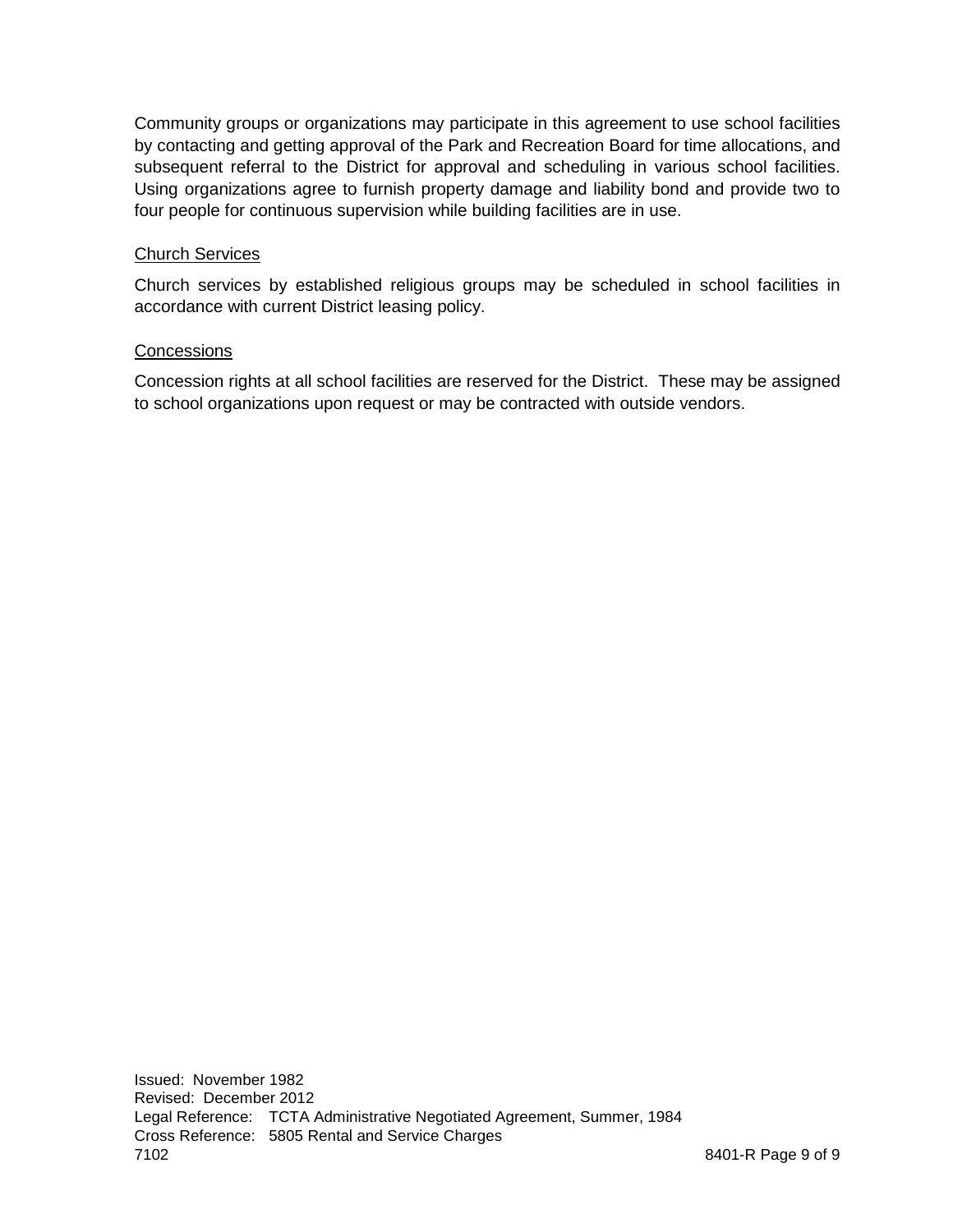Community groups or organizations may participate in this agreement to use school facilities by contacting and getting approval of the Park and Recreation Board for time allocations, and subsequent referral to the District for approval and scheduling in various school facilities. Using organizations agree to furnish property damage and liability bond and provide two to four people for continuous supervision while building facilities are in use.

Church Services

Church services by established religious groups may be scheduled in school facilities in accordance with current District leasing policy.

Concessions

Concession rights at all school facilities are reserved for the District. These may be assigned to school organizations upon request or may be contracted with outside vendors.

Issued: November 1982
Revised: December 2012
Legal Reference: TCTA Administrative Negotiated Agreement, Summer, 1984
Cross Reference: 5805 Rental and Service Charges
7102